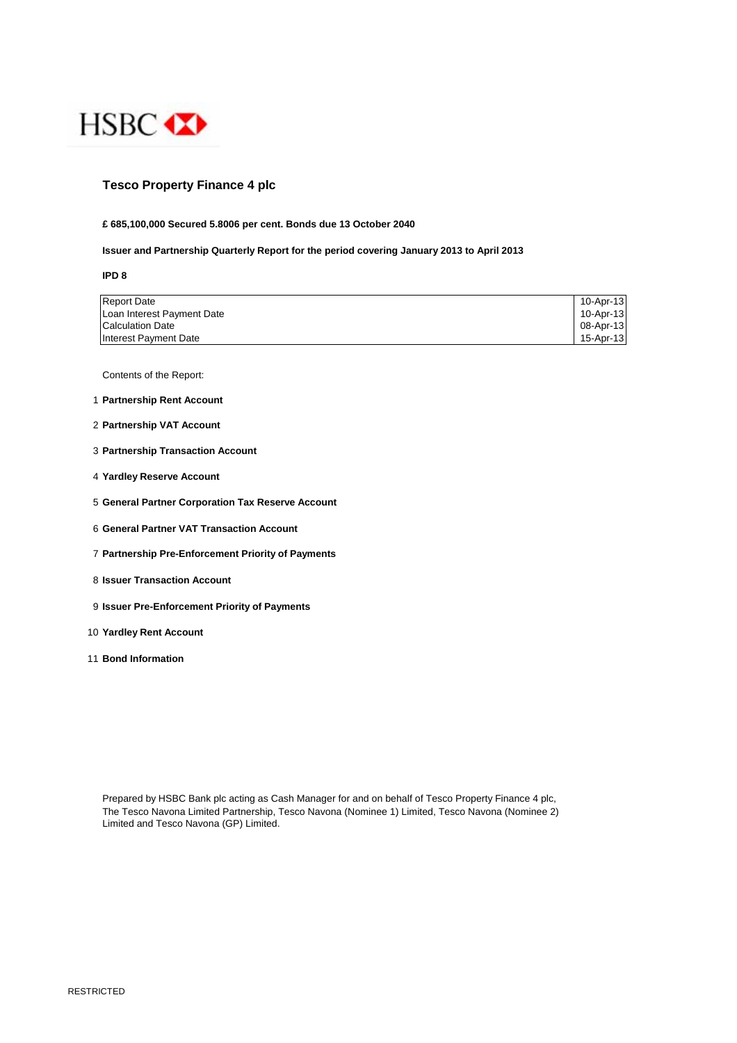HSBC

# Tesco Property Finance 4 plc

**£ 685,100,000 Secured 5.8006 per cent. Bonds due 13 October 2040**

**Issuer and Partnership Quarterly Report for the period covering January 2013 to April 2013**

**IPD 8**

| | |
|---|---|
| Report Date | 10-Apr-13 |
| Loan Interest Payment Date | 10-Apr-13 |
| Calculation Date | 08-Apr-13 |
| Interest Payment Date | 15-Apr-13 |

Contents of the Report:

1. **Partnership Rent Account**
2. **Partnership VAT Account**
3. **Partnership Transaction Account**
4. **Yardley Reserve Account**
5. **General Partner Corporation Tax Reserve Account**
6. **General Partner VAT Transaction Account**
7. **Partnership Pre-Enforcement Priority of Payments**
8. **Issuer Transaction Account**
9. **Issuer Pre-Enforcement Priority of Payments**
10. **Yardley Rent Account**
11. **Bond Information**

Prepared by HSBC Bank plc acting as Cash Manager for and on behalf of Tesco Property Finance 4 plc, The Tesco Navona Limited Partnership, Tesco Navona (Nominee 1) Limited, Tesco Navona (Nominee 2) Limited and Tesco Navona (GP) Limited.

RESTRICTED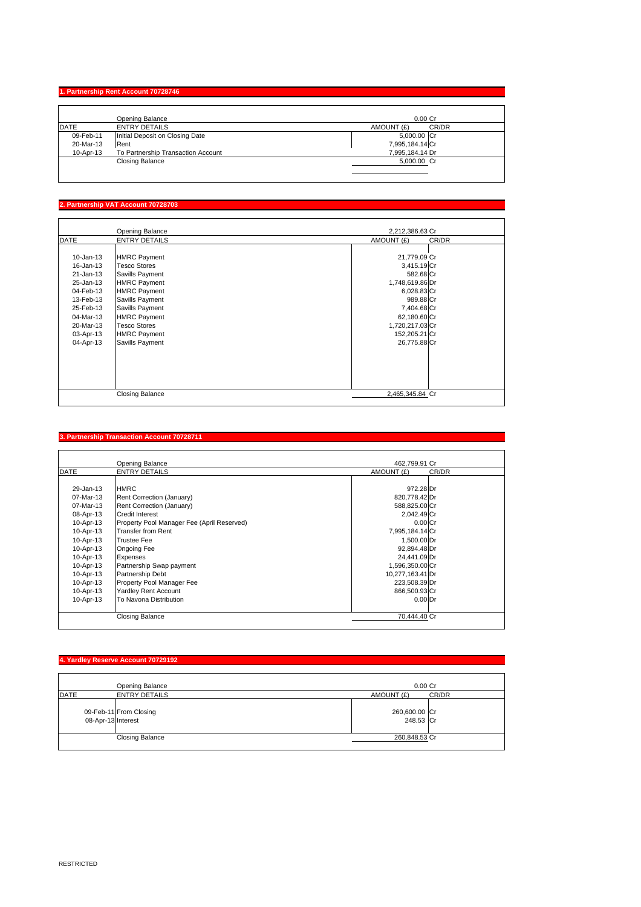## 1. Partnership Rent Account 70728746

| DATE | ENTRY DETAILS | AMOUNT (£) | CR/DR |
|---|---|---|---|
| | Opening Balance | 0.00 | Cr |
| 09-Feb-11 | Initial Deposit on Closing Date | 5,000.00 | Cr |
| 20-Mar-13 | Rent | 7,995,184.14 | Cr |
| 10-Apr-13 | To Partnership Transaction Account | 7,995,184.14 | Dr |
| | Closing Balance | 5,000.00 | Cr |

## 2. Partnership VAT Account 70728703

| DATE | ENTRY DETAILS | AMOUNT (£) | CR/DR |
|---|---|---|---|
| | Opening Balance | 2,212,386.63 | Cr |
| 10-Jan-13 | HMRC Payment | 21,779.09 | Cr |
| 16-Jan-13 | Tesco Stores | 3,415.19 | Cr |
| 21-Jan-13 | Savills Payment | 582.68 | Cr |
| 25-Jan-13 | HMRC Payment | 1,748,619.86 | Dr |
| 04-Feb-13 | HMRC Payment | 6,028.83 | Cr |
| 13-Feb-13 | Savills Payment | 989.88 | Cr |
| 25-Feb-13 | Savills Payment | 7,404.68 | Cr |
| 04-Mar-13 | HMRC Payment | 62,180.60 | Cr |
| 20-Mar-13 | Tesco Stores | 1,720,217.03 | Cr |
| 03-Apr-13 | HMRC Payment | 152,205.21 | Cr |
| 04-Apr-13 | Savills Payment | 26,775.88 | Cr |
| | Closing Balance | 2,465,345.84 | Cr |

## 3. Partnership Transaction Account 70728711

| DATE | ENTRY DETAILS | AMOUNT (£) | CR/DR |
|---|---|---|---|
| | Opening Balance | 462,799.91 | Cr |
| 29-Jan-13 | HMRC | 972.28 | Dr |
| 07-Mar-13 | Rent Correction (January) | 820,778.42 | Dr |
| 07-Mar-13 | Rent Correction (January) | 588,825.00 | Cr |
| 08-Apr-13 | Credit Interest | 2,042.49 | Cr |
| 10-Apr-13 | Property Pool Manager Fee (April Reserved) | 0.00 | Cr |
| 10-Apr-13 | Transfer from Rent | 7,995,184.14 | Cr |
| 10-Apr-13 | Trustee Fee | 1,500.00 | Dr |
| 10-Apr-13 | Ongoing Fee | 92,894.48 | Dr |
| 10-Apr-13 | Expenses | 24,441.09 | Dr |
| 10-Apr-13 | Partnership Swap payment | 1,596,350.00 | Cr |
| 10-Apr-13 | Partnership Debt | 10,277,163.41 | Dr |
| 10-Apr-13 | Property Pool Manager Fee | 223,508.39 | Dr |
| 10-Apr-13 | Yardley Rent Account | 866,500.93 | Cr |
| 10-Apr-13 | To Navona Distribution | 0.00 | Dr |
| | Closing Balance | 70,444.40 | Cr |

## 4. Yardley Reserve Account 70729192

| DATE | ENTRY DETAILS | AMOUNT (£) | CR/DR |
|---|---|---|---|
| | Opening Balance | 0.00 | Cr |
| 09-Feb-11 | From Closing | 260,600.00 | Cr |
| 08-Apr-13 | Interest | 248.53 | Cr |
| | Closing Balance | 260,848.53 | Cr |

RESTRICTED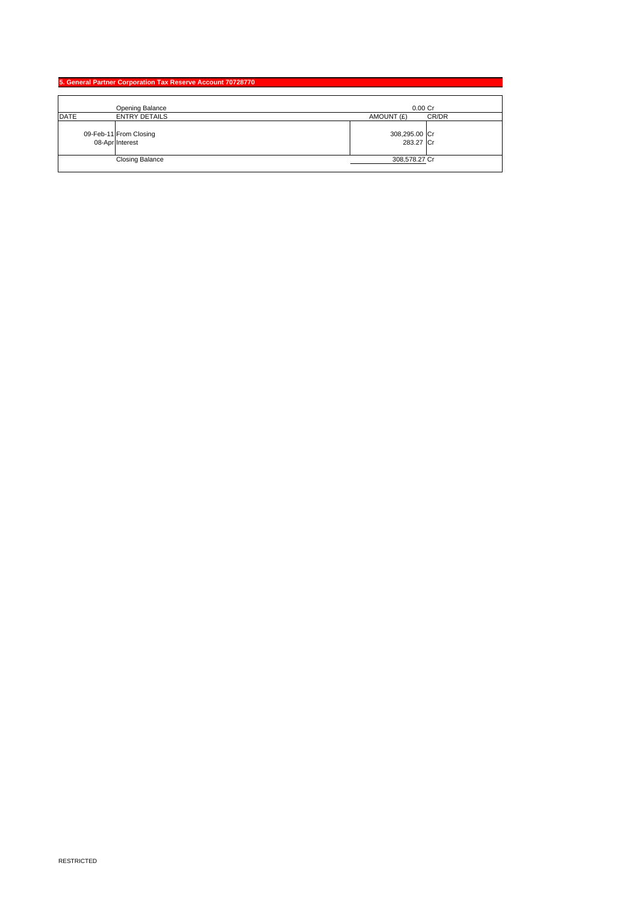## 5. General Partner Corporation Tax Reserve Account 70728770

| DATE | ENTRY DETAILS | AMOUNT (£) | CR/DR |
|---|---|---|---|
| | Opening Balance | 0.00 | Cr |
| 09-Feb-11 | From Closing | 308,295.00 | Cr |
| 08-Apr | Interest | 283.27 | Cr |
| | Closing Balance | 308,578.27 | Cr |

RESTRICTED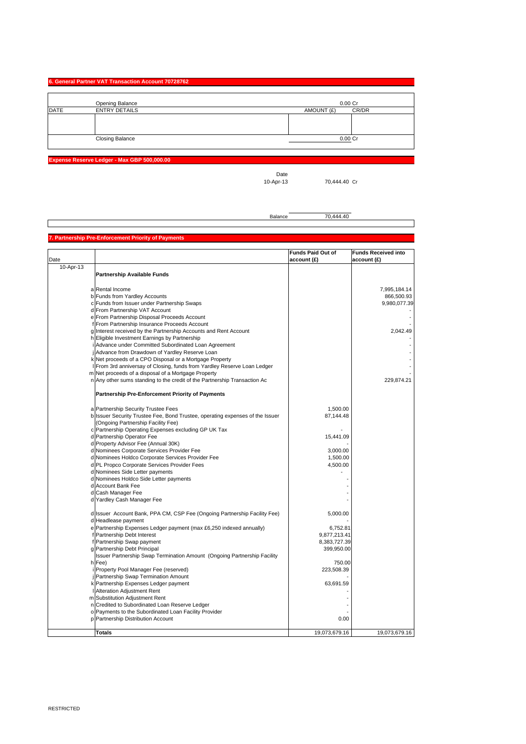## 6. General Partner VAT Transaction Account 70728762

| DATE | ENTRY DETAILS | AMOUNT (£) | CR/DR |
|---|---|---|---|
| | Opening Balance | 0.00 | Cr |
| | | | |
| | Closing Balance | 0.00 | Cr |

## Expense Reserve Ledger - Max GBP 500,000.00

| Date | | |
|---|---|---|
| 10-Apr-13 | 70,444.40 | Cr |
| Balance | 70,444.40 | |

## 7. Partnership Pre-Enforcement Priority of Payments

| Date | | | Funds Paid Out of account (£) | Funds Received into account (£) |
|---|---|---|---|---|
| 10-Apr-13 | | **Partnership Available Funds** | | |
| | a | Rental Income | | 7,995,184.14 |
| | b | Funds from Yardley Accounts | | 866,500.93 |
| | c | Funds from Issuer under Partnership Swaps | | 9,980,077.39 |
| | d | From Partnership VAT Account | | - |
| | e | From Partnership Disposal Proceeds Account | | - |
| | f | From Partnership Insurance Proceeds Account | | - |
| | g | Interest received by the Partnership Accounts and Rent Account | | 2,042.49 |
| | h | Eligible Investment Earnings by Partnership | | - |
| | i | Advance under Committed Subordinated Loan Agreement | | - |
| | j | Advance from Drawdown of Yardley Reserve Loan | | - |
| | k | Net proceeds of a CPO Disposal or a Mortgage Property | | - |
| | l | From 3rd anniversay of Closing, funds from Yardley Reserve Loan Ledger | | - |
| | m | Net proceeds of a disposal of a Mortgage Property | | - |
| | n | Any other sums standing to the credit of the Partnership Transaction Ac | | 229,874.21 |
| | | **Partnership Pre-Enforcement Priority of Payments** | | |
| | a | Partnership Security Trustee Fees | 1,500.00 | |
| | b | Issuer Security Trustee Fee, Bond Trustee, operating expenses of the Issuer (Ongoing Partnership Facility Fee) | 87,144.48 | |
| | c | Partnership Operating Expenses excluding GP UK Tax | - | |
| | d | Partnership Operator Fee | 15,441.09 | |
| | d | Property Advisor Fee (Annual 30K) | - | |
| | d | Nominees Corporate Services Provider Fee | 3,000.00 | |
| | d | Nominees Holdco Corporate Services Provider Fee | 1,500.00 | |
| | d | PL Propco Corporate Services Provider Fees | 4,500.00 | |
| | d | Nominees Side Letter payments | - | |
| | d | Nominees Holdco Side Letter payments | - | |
| | d | Account Bank Fee | - | |
| | d | Cash Manager Fee | - | |
| | d | Yardley Cash Manager Fee | - | |
| | d | Issuer Account Bank, PPA CM, CSP Fee (Ongoing Partnership Facility Fee) | 5,000.00 | |
| | d | Headlease payment | - | |
| | e | Partnership Expenses Ledger payment (max £6,250 indexed annually) | 6,752.81 | |
| | f | Partnership Debt Interest | 9,877,213.41 | |
| | f | Partnership Swap payment | 8,383,727.39 | |
| | g | Partnership Debt Principal | 399,950.00 | |
| | h | Issuer Partnership Swap Termination Amount (Ongoing Partnership Facility Fee) | 750.00 | |
| | i | Property Pool Manager Fee (reserved) | 223,508.39 | |
| | j | Partnership Swap Termination Amount | - | |
| | k | Partnership Expenses Ledger payment | 63,691.59 | |
| | l | Alteration Adjustment Rent | - | |
| | m | Substitution Adjustment Rent | - | |
| | n | Credited to Subordinated Loan Reserve Ledger | - | |
| | o | Payments to the Subordinated Loan Facility Provider | - | |
| | p | Partnership Distribution Account | 0.00 | |
| | | **Totals** | 19,073,679.16 | 19,073,679.16 |

RESTRICTED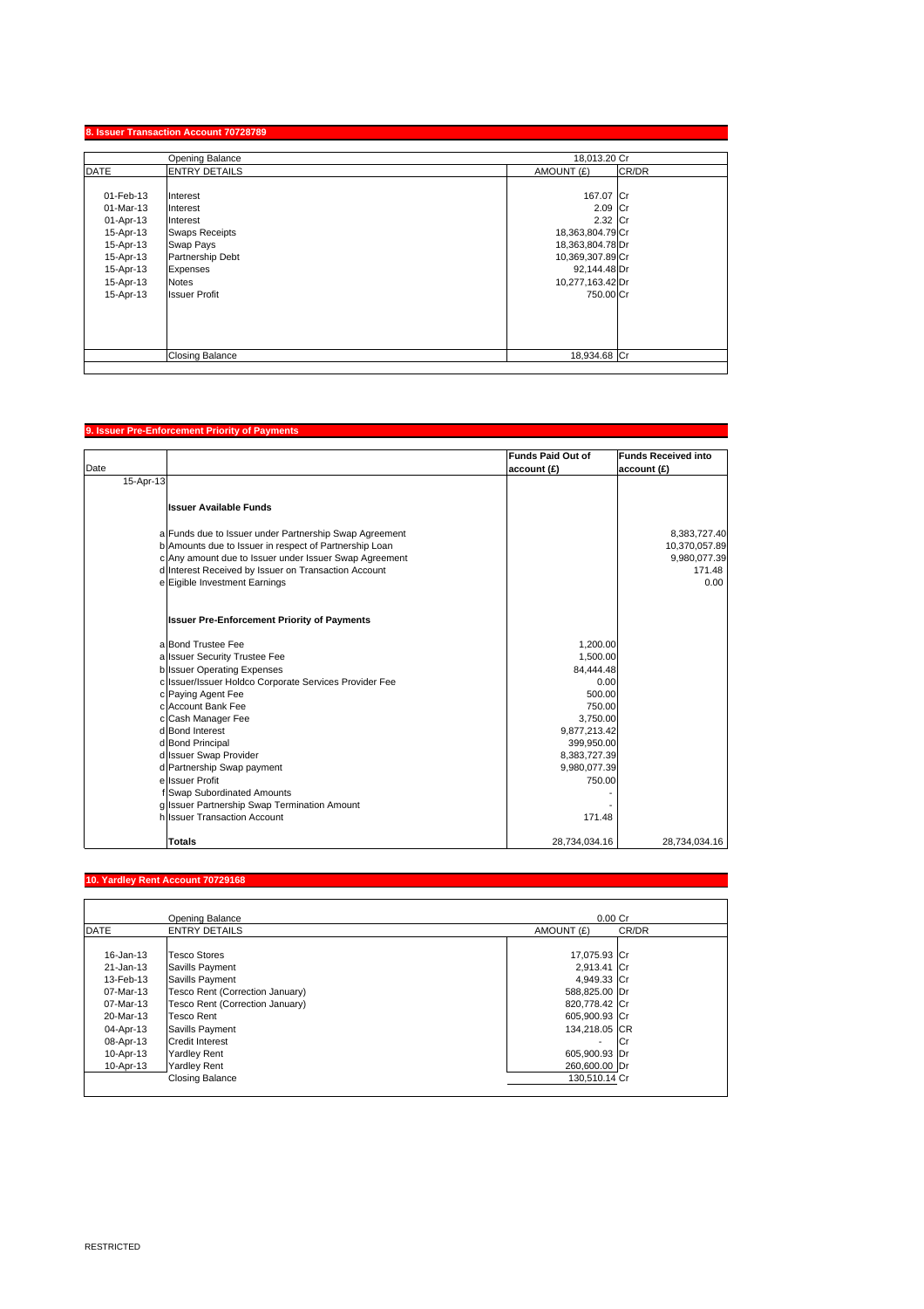## 8. Issuer Transaction Account 70728789

| DATE | ENTRY DETAILS | AMOUNT (£) | CR/DR |
|---|---|---|---|
| | Opening Balance | 18,013.20 | Cr |
| 01-Feb-13 | Interest | 167.07 | Cr |
| 01-Mar-13 | Interest | 2.09 | Cr |
| 01-Apr-13 | Interest | 2.32 | Cr |
| 15-Apr-13 | Swaps Receipts | 18,363,804.79 | Cr |
| 15-Apr-13 | Swap Pays | 18,363,804.78 | Dr |
| 15-Apr-13 | Partnership Debt | 10,369,307.89 | Cr |
| 15-Apr-13 | Expenses | 92,144.48 | Dr |
| 15-Apr-13 | Notes | 10,277,163.42 | Dr |
| 15-Apr-13 | Issuer Profit | 750.00 | Cr |
| | Closing Balance | 18,934.68 | Cr |

## 9. Issuer Pre-Enforcement Priority of Payments

| Date | | | Funds Paid Out of account (£) | Funds Received into account (£) |
|---|---|---|---|---|
| 15-Apr-13 | | | | |
| | | **Issuer Available Funds** | | |
| | a | Funds due to Issuer under Partnership Swap Agreement | | 8,383,727.40 |
| | b | Amounts due to Issuer in respect of Partnership Loan | | 10,370,057.89 |
| | c | Any amount due to Issuer under Issuer Swap Agreement | | 9,980,077.39 |
| | d | Interest Received by Issuer on Transaction Account | | 171.48 |
| | e | Eigible Investment Earnings | | 0.00 |
| | | **Issuer Pre-Enforcement Priority of Payments** | | |
| | a | Bond Trustee Fee | 1,200.00 | |
| | a | Issuer Security Trustee Fee | 1,500.00 | |
| | b | Issuer Operating Expenses | 84,444.48 | |
| | c | Issuer/Issuer Holdco Corporate Services Provider Fee | 0.00 | |
| | c | Paying Agent Fee | 500.00 | |
| | c | Account Bank Fee | 750.00 | |
| | c | Cash Manager Fee | 3,750.00 | |
| | d | Bond Interest | 9,877,213.42 | |
| | d | Bond Principal | 399,950.00 | |
| | d | Issuer Swap Provider | 8,383,727.39 | |
| | d | Partnership Swap payment | 9,980,077.39 | |
| | e | Issuer Profit | 750.00 | |
| | f | Swap Subordinated Amounts | - | |
| | g | Issuer Partnership Swap Termination Amount | - | |
| | h | Issuer Transaction Account | 171.48 | |
| | | **Totals** | 28,734,034.16 | 28,734,034.16 |

## 10. Yardley Rent Account 70729168

| DATE | ENTRY DETAILS | AMOUNT (£) | CR/DR |
|---|---|---|---|
| | Opening Balance | 0.00 | Cr |
| 16-Jan-13 | Tesco Stores | 17,075.93 | Cr |
| 21-Jan-13 | Savills Payment | 2,913.41 | Cr |
| 13-Feb-13 | Savills Payment | 4,949.33 | Cr |
| 07-Mar-13 | Tesco Rent (Correction January) | 588,825.00 | Dr |
| 07-Mar-13 | Tesco Rent (Correction January) | 820,778.42 | Cr |
| 20-Mar-13 | Tesco Rent | 605,900.93 | Cr |
| 04-Apr-13 | Savills Payment | 134,218.05 | CR |
| 08-Apr-13 | Credit Interest | - | Cr |
| 10-Apr-13 | Yardley Rent | 605,900.93 | Dr |
| 10-Apr-13 | Yardley Rent | 260,600.00 | Dr |
| | Closing Balance | 130,510.14 | Cr |

RESTRICTED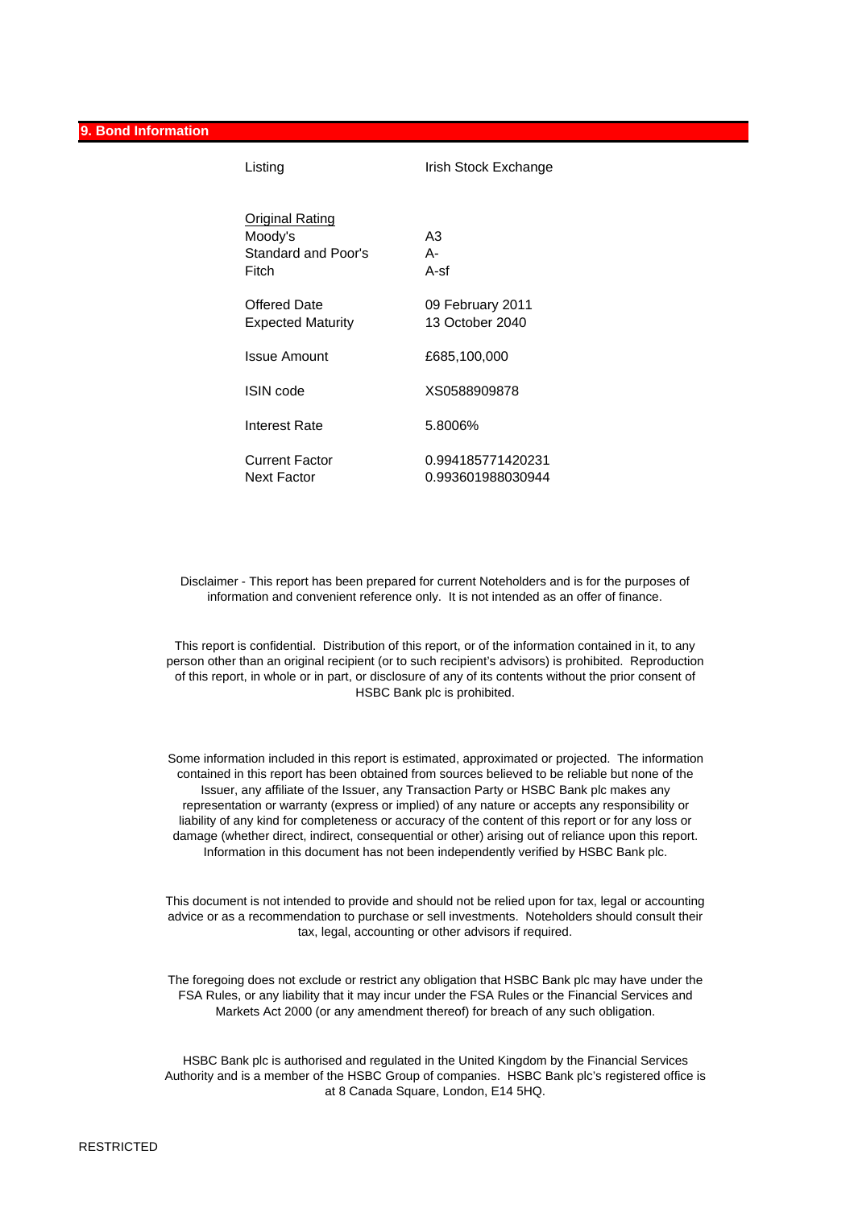## 9. Bond Information

| | |
|---|---|
| Listing | Irish Stock Exchange |
| Original Rating | |
| Moody's | A3 |
| Standard and Poor's | A- |
| Fitch | A-sf |
| Offered Date | 09 February 2011 |
| Expected Maturity | 13 October 2040 |
| Issue Amount | £685,100,000 |
| ISIN code | XS0588909878 |
| Interest Rate | 5.8006% |
| Current Factor | 0.994185771420231 |
| Next Factor | 0.993601988030944 |

Disclaimer - This report has been prepared for current Noteholders and is for the purposes of information and convenient reference only. It is not intended as an offer of finance.

This report is confidential. Distribution of this report, or of the information contained in it, to any person other than an original recipient (or to such recipient's advisors) is prohibited. Reproduction of this report, in whole or in part, or disclosure of any of its contents without the prior consent of HSBC Bank plc is prohibited.

Some information included in this report is estimated, approximated or projected. The information contained in this report has been obtained from sources believed to be reliable but none of the Issuer, any affiliate of the Issuer, any Transaction Party or HSBC Bank plc makes any representation or warranty (express or implied) of any nature or accepts any responsibility or liability of any kind for completeness or accuracy of the content of this report or for any loss or damage (whether direct, indirect, consequential or other) arising out of reliance upon this report. Information in this document has not been independently verified by HSBC Bank plc.

This document is not intended to provide and should not be relied upon for tax, legal or accounting advice or as a recommendation to purchase or sell investments. Noteholders should consult their tax, legal, accounting or other advisors if required.

The foregoing does not exclude or restrict any obligation that HSBC Bank plc may have under the FSA Rules, or any liability that it may incur under the FSA Rules or the Financial Services and Markets Act 2000 (or any amendment thereof) for breach of any such obligation.

HSBC Bank plc is authorised and regulated in the United Kingdom by the Financial Services Authority and is a member of the HSBC Group of companies. HSBC Bank plc's registered office is at 8 Canada Square, London, E14 5HQ.

RESTRICTED